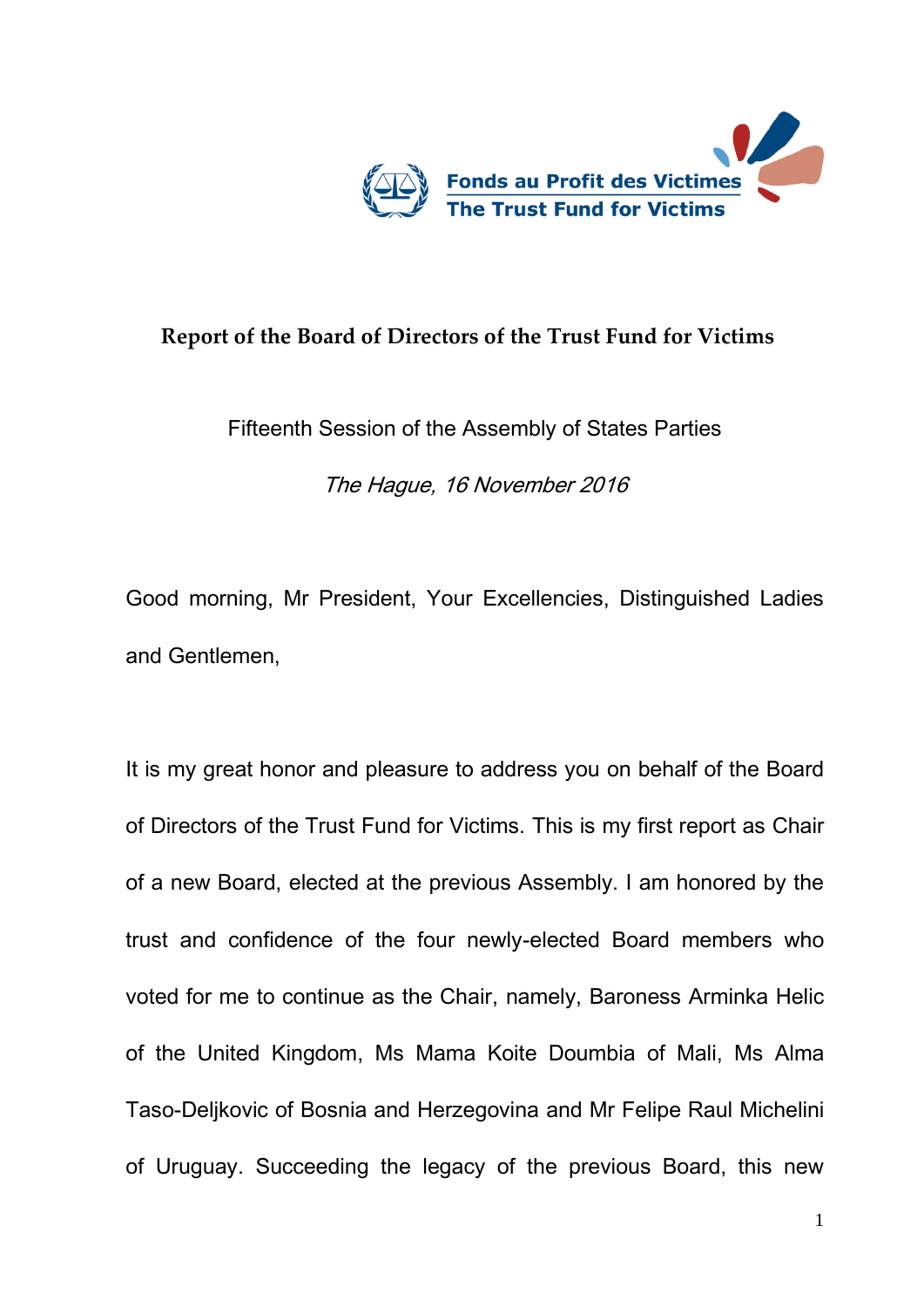Fonds au Profit des Victimes
The Trust Fund for Victims

# Report of the Board of Directors of the Trust Fund for Victims

Fifteenth Session of the Assembly of States Parties

*The Hague, 16 November 2016*

Good morning, Mr President, Your Excellencies, Distinguished Ladies and Gentlemen,

It is my great honor and pleasure to address you on behalf of the Board of Directors of the Trust Fund for Victims. This is my first report as Chair of a new Board, elected at the previous Assembly. I am honored by the trust and confidence of the four newly-elected Board members who voted for me to continue as the Chair, namely, Baroness Arminka Helic of the United Kingdom, Ms Mama Koite Doumbia of Mali, Ms Alma Taso-Deljkovic of Bosnia and Herzegovina and Mr Felipe Raul Michelini of Uruguay. Succeeding the legacy of the previous Board, this new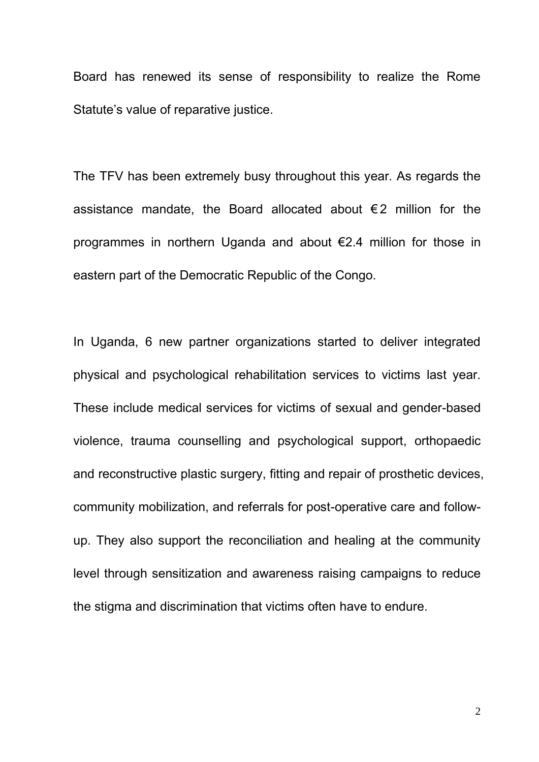Board has renewed its sense of responsibility to realize the Rome Statute's value of reparative justice.

The TFV has been extremely busy throughout this year. As regards the assistance mandate, the Board allocated about €2 million for the programmes in northern Uganda and about €2.4 million for those in eastern part of the Democratic Republic of the Congo.

In Uganda, 6 new partner organizations started to deliver integrated physical and psychological rehabilitation services to victims last year. These include medical services for victims of sexual and gender-based violence, trauma counselling and psychological support, orthopaedic and reconstructive plastic surgery, fitting and repair of prosthetic devices, community mobilization, and referrals for post-operative care and follow-up. They also support the reconciliation and healing at the community level through sensitization and awareness raising campaigns to reduce the stigma and discrimination that victims often have to endure.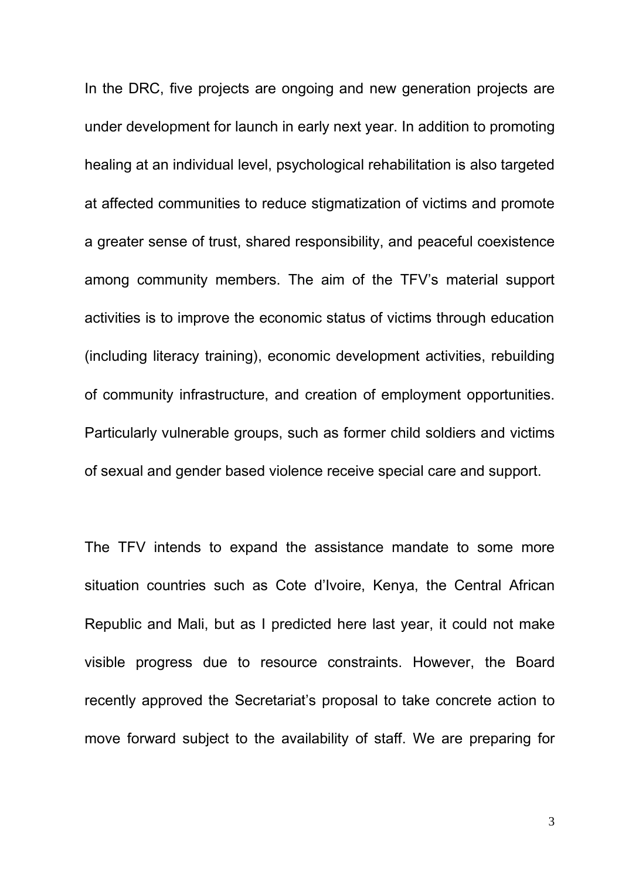In the DRC, five projects are ongoing and new generation projects are under development for launch in early next year. In addition to promoting healing at an individual level, psychological rehabilitation is also targeted at affected communities to reduce stigmatization of victims and promote a greater sense of trust, shared responsibility, and peaceful coexistence among community members. The aim of the TFV's material support activities is to improve the economic status of victims through education (including literacy training), economic development activities, rebuilding of community infrastructure, and creation of employment opportunities. Particularly vulnerable groups, such as former child soldiers and victims of sexual and gender based violence receive special care and support.

The TFV intends to expand the assistance mandate to some more situation countries such as Cote d'Ivoire, Kenya, the Central African Republic and Mali, but as I predicted here last year, it could not make visible progress due to resource constraints. However, the Board recently approved the Secretariat's proposal to take concrete action to move forward subject to the availability of staff. We are preparing for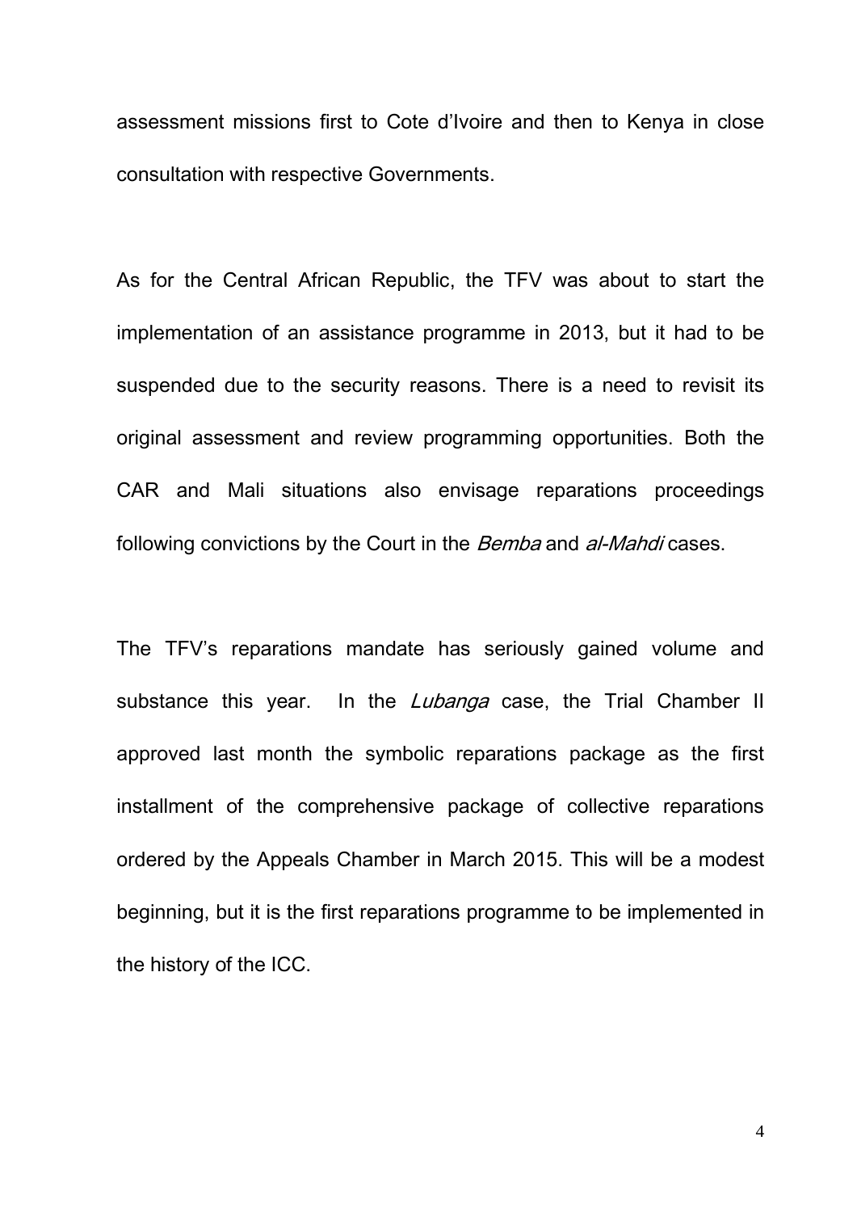assessment missions first to Cote d'Ivoire and then to Kenya in close consultation with respective Governments.

As for the Central African Republic, the TFV was about to start the implementation of an assistance programme in 2013, but it had to be suspended due to the security reasons. There is a need to revisit its original assessment and review programming opportunities. Both the CAR and Mali situations also envisage reparations proceedings following convictions by the Court in the *Bemba* and *al-Mahdi* cases.

The TFV's reparations mandate has seriously gained volume and substance this year. In the *Lubanga* case, the Trial Chamber II approved last month the symbolic reparations package as the first installment of the comprehensive package of collective reparations ordered by the Appeals Chamber in March 2015. This will be a modest beginning, but it is the first reparations programme to be implemented in the history of the ICC.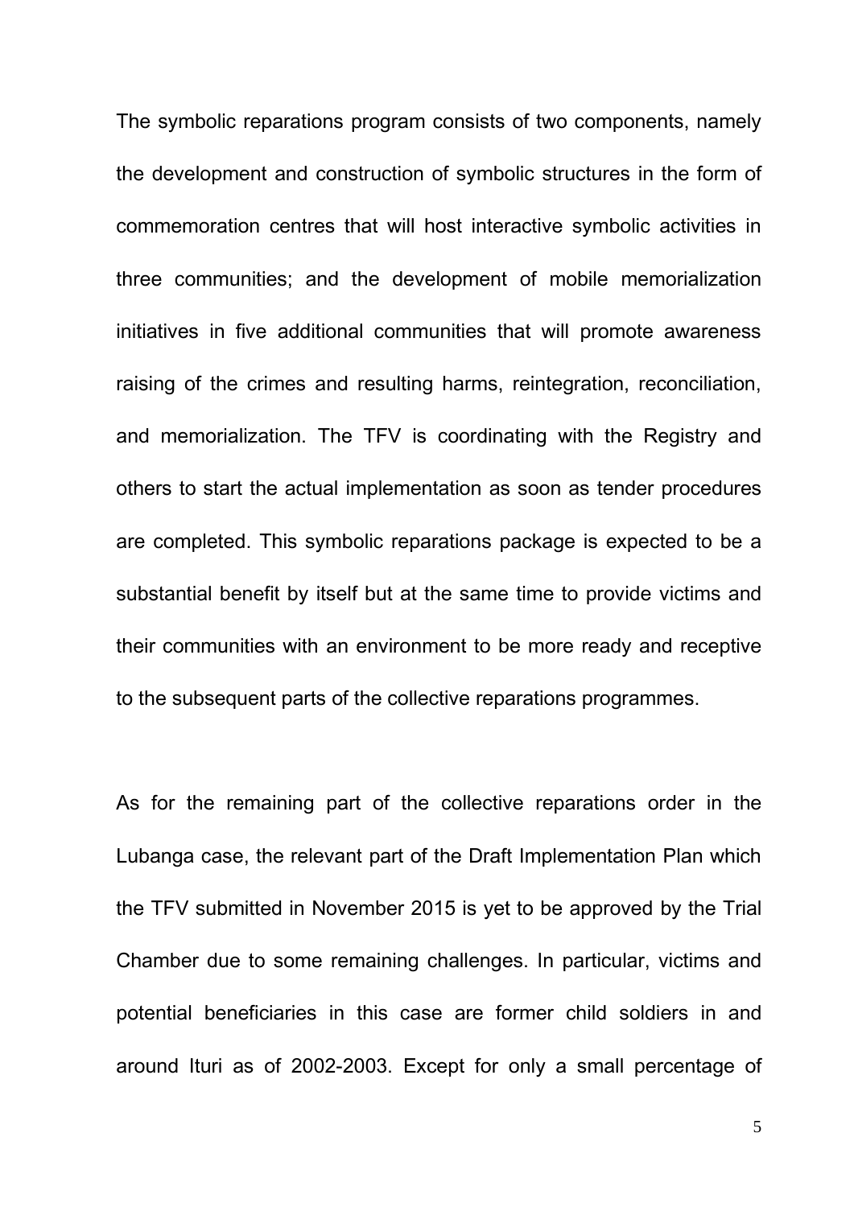The symbolic reparations program consists of two components, namely the development and construction of symbolic structures in the form of commemoration centres that will host interactive symbolic activities in three communities; and the development of mobile memorialization initiatives in five additional communities that will promote awareness raising of the crimes and resulting harms, reintegration, reconciliation, and memorialization. The TFV is coordinating with the Registry and others to start the actual implementation as soon as tender procedures are completed. This symbolic reparations package is expected to be a substantial benefit by itself but at the same time to provide victims and their communities with an environment to be more ready and receptive to the subsequent parts of the collective reparations programmes.

As for the remaining part of the collective reparations order in the Lubanga case, the relevant part of the Draft Implementation Plan which the TFV submitted in November 2015 is yet to be approved by the Trial Chamber due to some remaining challenges. In particular, victims and potential beneficiaries in this case are former child soldiers in and around Ituri as of 2002-2003. Except for only a small percentage of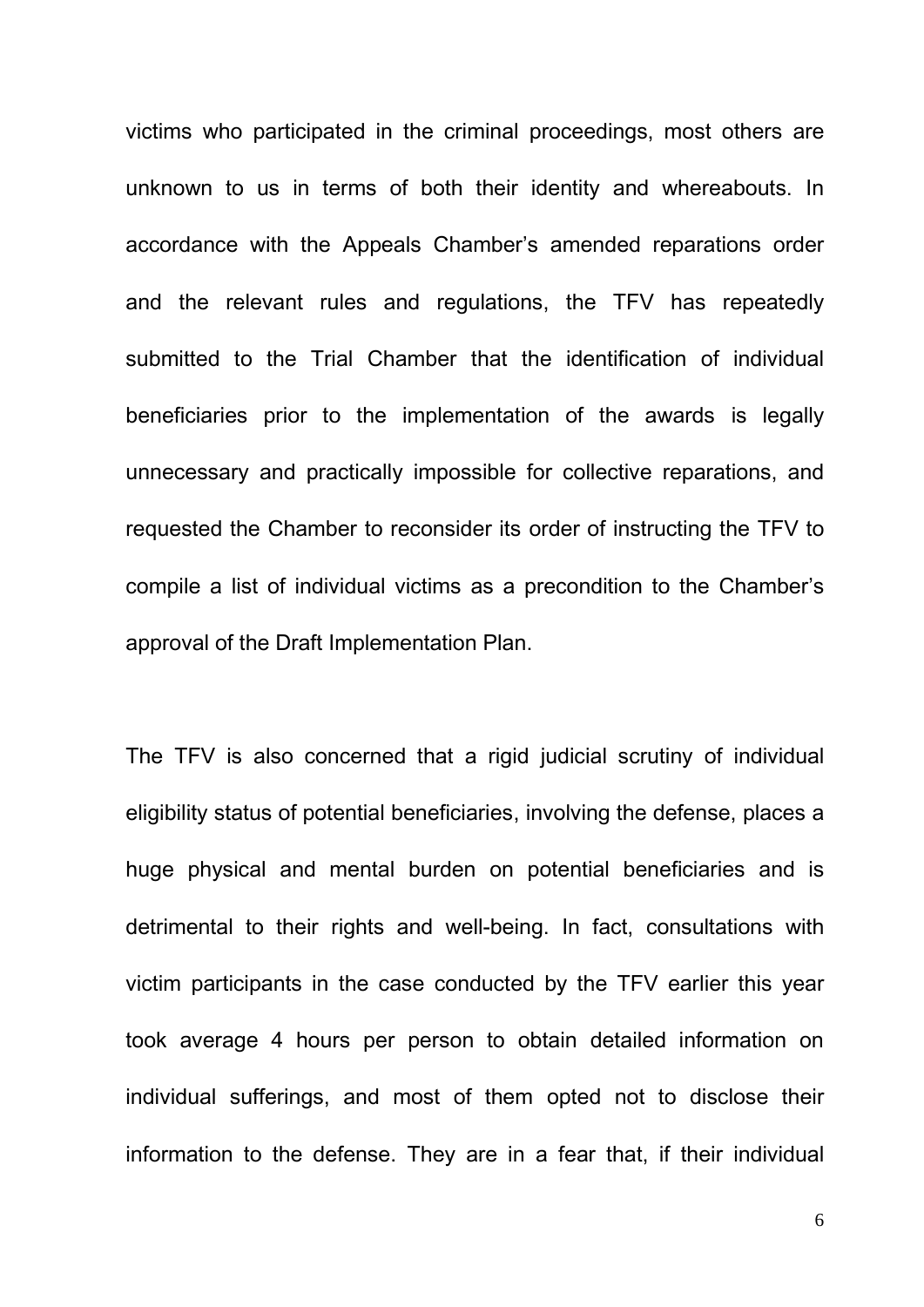victims who participated in the criminal proceedings, most others are unknown to us in terms of both their identity and whereabouts. In accordance with the Appeals Chamber's amended reparations order and the relevant rules and regulations, the TFV has repeatedly submitted to the Trial Chamber that the identification of individual beneficiaries prior to the implementation of the awards is legally unnecessary and practically impossible for collective reparations, and requested the Chamber to reconsider its order of instructing the TFV to compile a list of individual victims as a precondition to the Chamber's approval of the Draft Implementation Plan.

The TFV is also concerned that a rigid judicial scrutiny of individual eligibility status of potential beneficiaries, involving the defense, places a huge physical and mental burden on potential beneficiaries and is detrimental to their rights and well-being. In fact, consultations with victim participants in the case conducted by the TFV earlier this year took average 4 hours per person to obtain detailed information on individual sufferings, and most of them opted not to disclose their information to the defense. They are in a fear that, if their individual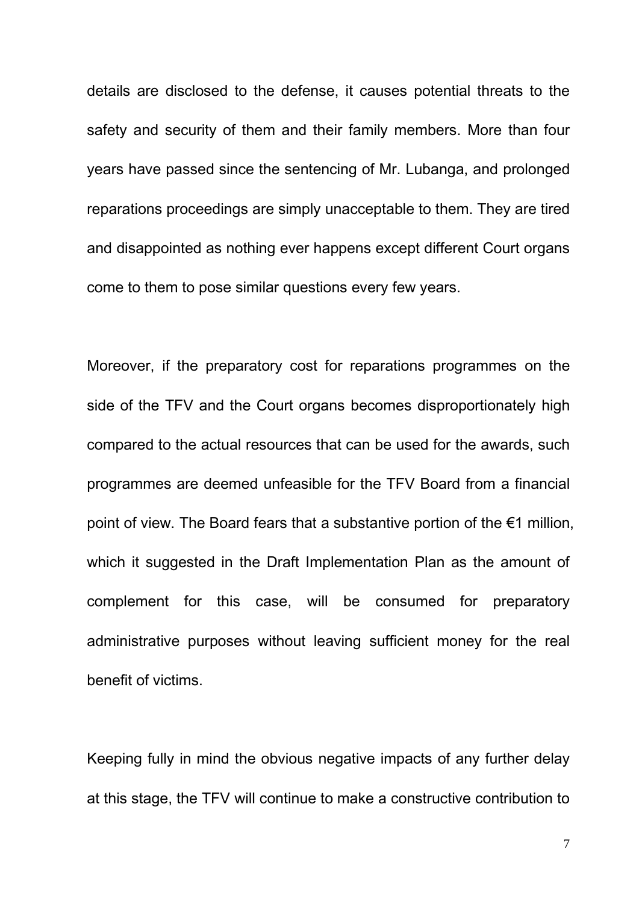details are disclosed to the defense, it causes potential threats to the safety and security of them and their family members. More than four years have passed since the sentencing of Mr. Lubanga, and prolonged reparations proceedings are simply unacceptable to them. They are tired and disappointed as nothing ever happens except different Court organs come to them to pose similar questions every few years.

Moreover, if the preparatory cost for reparations programmes on the side of the TFV and the Court organs becomes disproportionately high compared to the actual resources that can be used for the awards, such programmes are deemed unfeasible for the TFV Board from a financial point of view. The Board fears that a substantive portion of the €1 million, which it suggested in the Draft Implementation Plan as the amount of complement for this case, will be consumed for preparatory administrative purposes without leaving sufficient money for the real benefit of victims.

Keeping fully in mind the obvious negative impacts of any further delay at this stage, the TFV will continue to make a constructive contribution to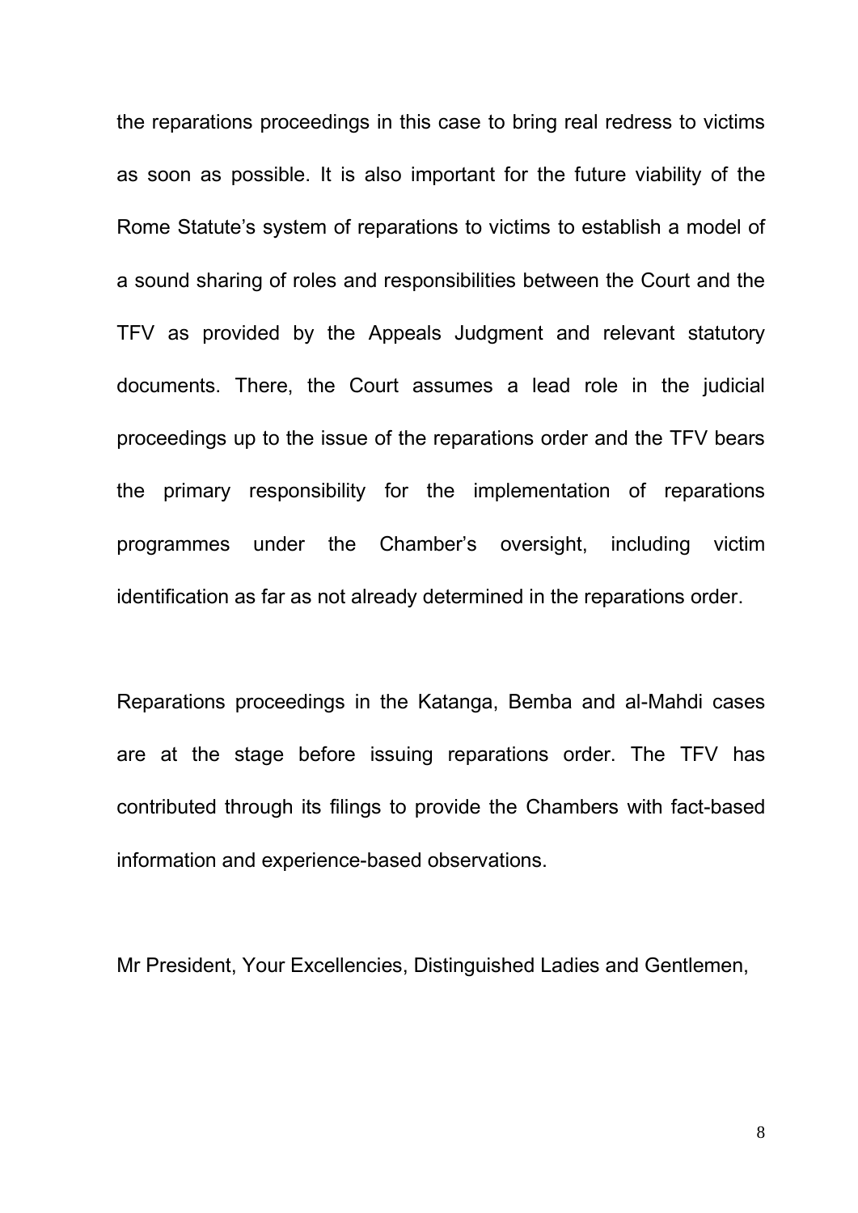the reparations proceedings in this case to bring real redress to victims as soon as possible. It is also important for the future viability of the Rome Statute's system of reparations to victims to establish a model of a sound sharing of roles and responsibilities between the Court and the TFV as provided by the Appeals Judgment and relevant statutory documents. There, the Court assumes a lead role in the judicial proceedings up to the issue of the reparations order and the TFV bears the primary responsibility for the implementation of reparations programmes under the Chamber's oversight, including victim identification as far as not already determined in the reparations order.

Reparations proceedings in the Katanga, Bemba and al-Mahdi cases are at the stage before issuing reparations order. The TFV has contributed through its filings to provide the Chambers with fact-based information and experience-based observations.

Mr President, Your Excellencies, Distinguished Ladies and Gentlemen,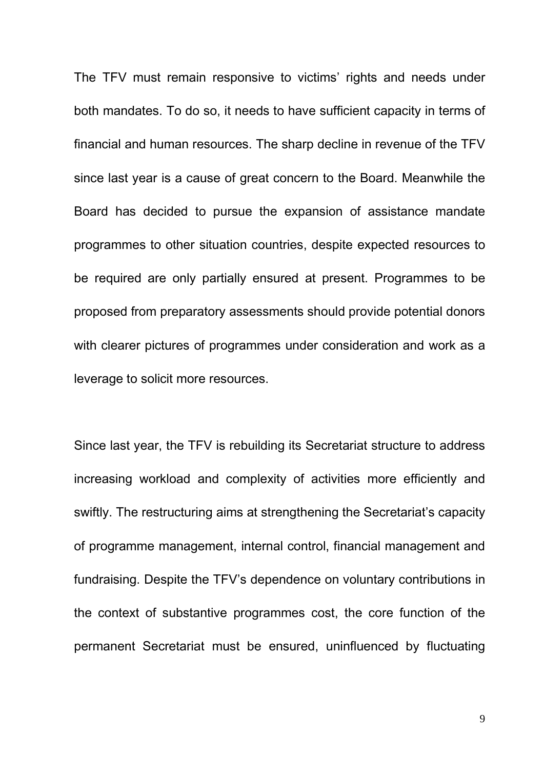The TFV must remain responsive to victims' rights and needs under both mandates. To do so, it needs to have sufficient capacity in terms of financial and human resources. The sharp decline in revenue of the TFV since last year is a cause of great concern to the Board. Meanwhile the Board has decided to pursue the expansion of assistance mandate programmes to other situation countries, despite expected resources to be required are only partially ensured at present. Programmes to be proposed from preparatory assessments should provide potential donors with clearer pictures of programmes under consideration and work as a leverage to solicit more resources.

Since last year, the TFV is rebuilding its Secretariat structure to address increasing workload and complexity of activities more efficiently and swiftly. The restructuring aims at strengthening the Secretariat's capacity of programme management, internal control, financial management and fundraising. Despite the TFV's dependence on voluntary contributions in the context of substantive programmes cost, the core function of the permanent Secretariat must be ensured, uninfluenced by fluctuating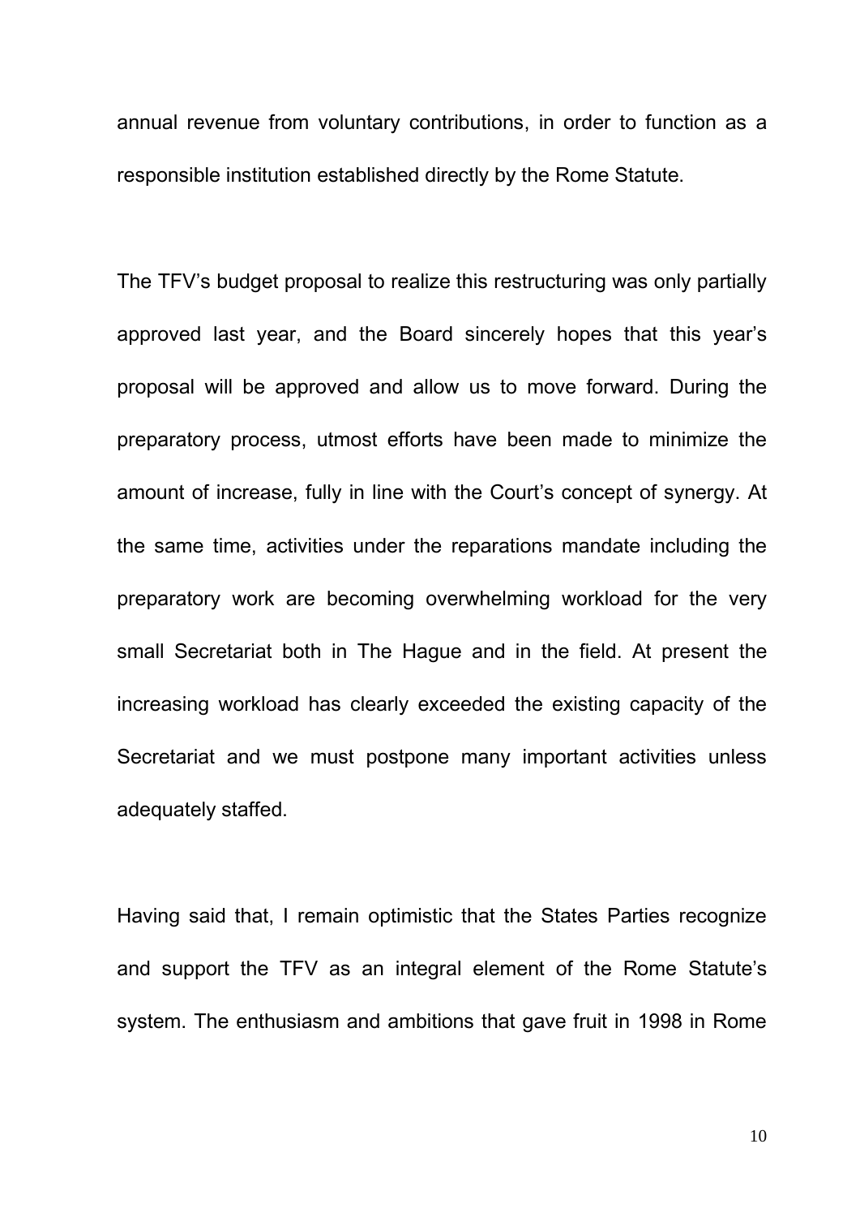annual revenue from voluntary contributions, in order to function as a responsible institution established directly by the Rome Statute.

The TFV's budget proposal to realize this restructuring was only partially approved last year, and the Board sincerely hopes that this year's proposal will be approved and allow us to move forward. During the preparatory process, utmost efforts have been made to minimize the amount of increase, fully in line with the Court's concept of synergy. At the same time, activities under the reparations mandate including the preparatory work are becoming overwhelming workload for the very small Secretariat both in The Hague and in the field. At present the increasing workload has clearly exceeded the existing capacity of the Secretariat and we must postpone many important activities unless adequately staffed.

Having said that, I remain optimistic that the States Parties recognize and support the TFV as an integral element of the Rome Statute's system. The enthusiasm and ambitions that gave fruit in 1998 in Rome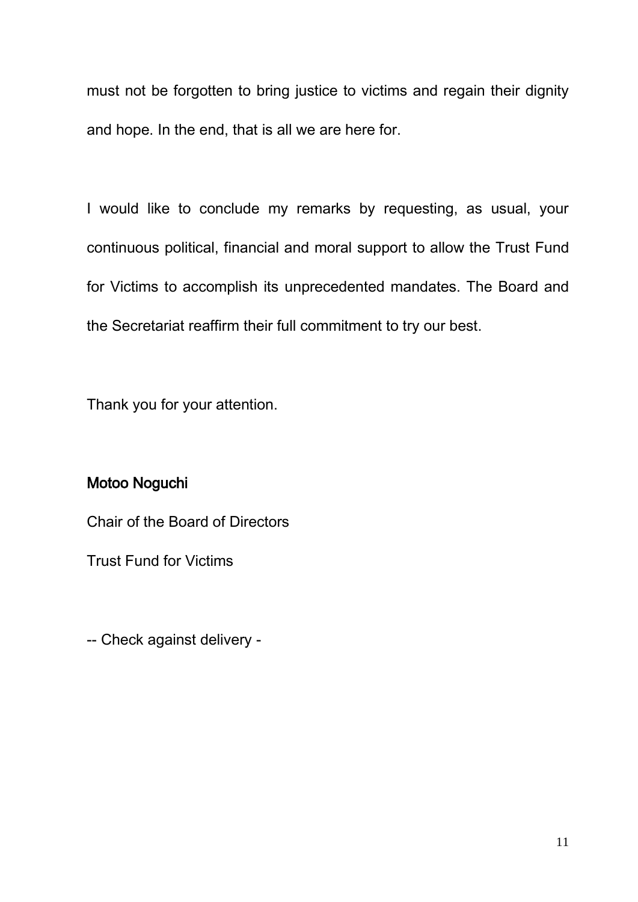must not be forgotten to bring justice to victims and regain their dignity and hope. In the end, that is all we are here for.

I would like to conclude my remarks by requesting, as usual, your continuous political, financial and moral support to allow the Trust Fund for Victims to accomplish its unprecedented mandates. The Board and the Secretariat reaffirm their full commitment to try our best.

Thank you for your attention.

**Motoo Noguchi**

Chair of the Board of Directors

Trust Fund for Victims

-- Check against delivery -